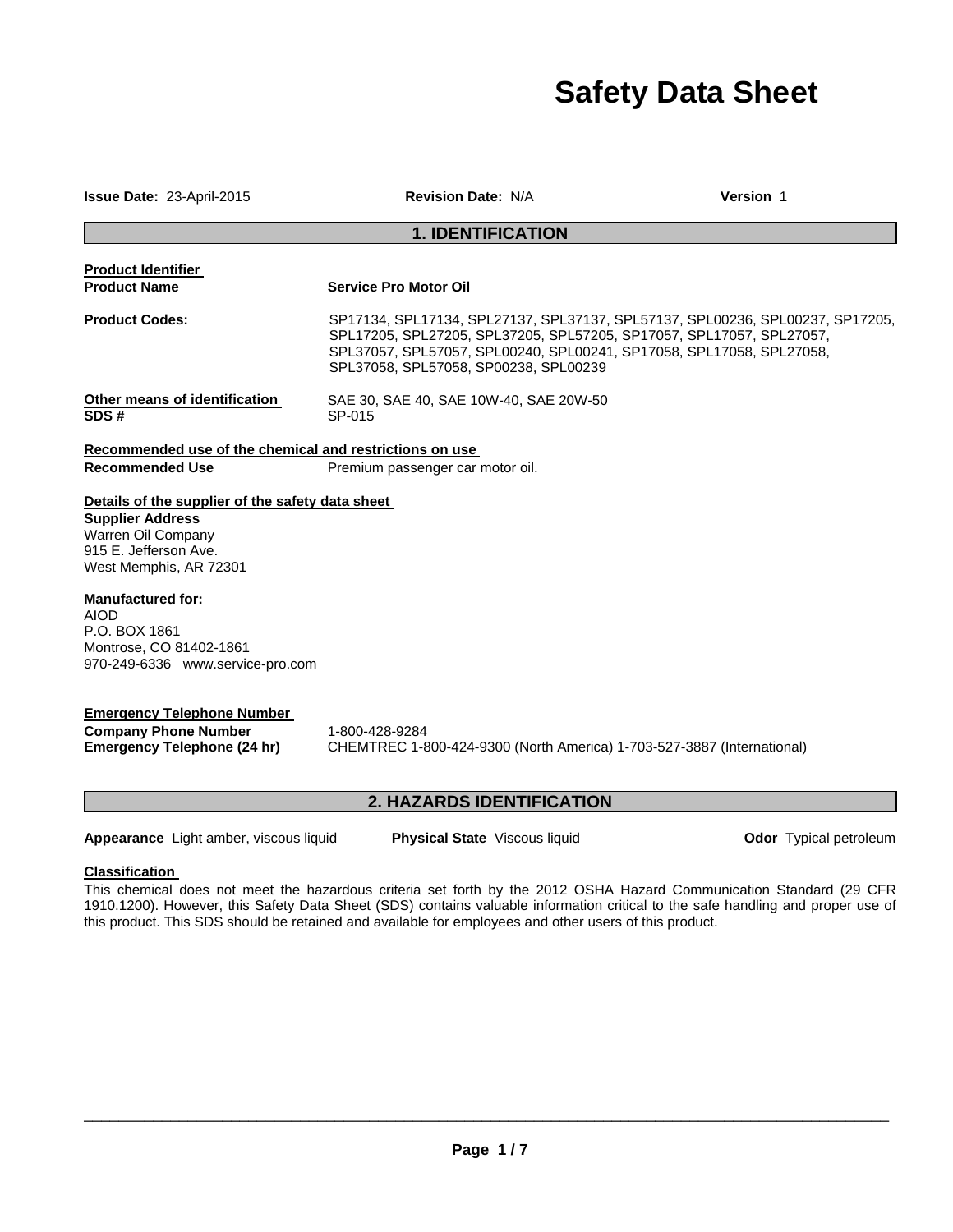# Safety Data Sheet

**Issue Date:** 23-April-2015 **Revision Date:** N/A **Version** 1

## 1. IDENTIFICATION

**Product Identifier**

**Product Name** **Service Pro Motor Oil**

**Product Codes:** SP17134, SPL17134, SPL27137, SPL37137, SPL57137, SPL00236, SPL00237, SP17205, SPL17205, SPL27205, SPL37205, SPL57205, SP17057, SPL17057, SPL27057, SPL37057, SPL57057, SPL00240, SPL00241, SP17058, SPL17058, SPL27058, SPL37058, SPL57058, SP00238, SPL00239

**Other means of identification** SAE 30, SAE 40, SAE 10W-40, SAE 20W-50

**SDS #** SP-015

**Recommended use of the chemical and restrictions on use**

**Recommended Use** Premium passenger car motor oil.

**Details of the supplier of the safety data sheet**

**Supplier Address**
Warren Oil Company
915 E. Jefferson Ave.
West Memphis, AR 72301

**Manufactured for:**
AIOD
P.O. BOX 1861
Montrose, CO 81402-1861
970-249-6336 www.service-pro.com

**Emergency Telephone Number**

**Company Phone Number** 1-800-428-9284

**Emergency Telephone (24 hr)** CHEMTREC 1-800-424-9300 (North America) 1-703-527-3887 (International)

## 2. HAZARDS IDENTIFICATION

**Appearance** Light amber, viscous liquid **Physical State** Viscous liquid **Odor** Typical petroleum

**Classification**

This chemical does not meet the hazardous criteria set forth by the 2012 OSHA Hazard Communication Standard (29 CFR 1910.1200). However, this Safety Data Sheet (SDS) contains valuable information critical to the safe handling and proper use of this product. This SDS should be retained and available for employees and other users of this product.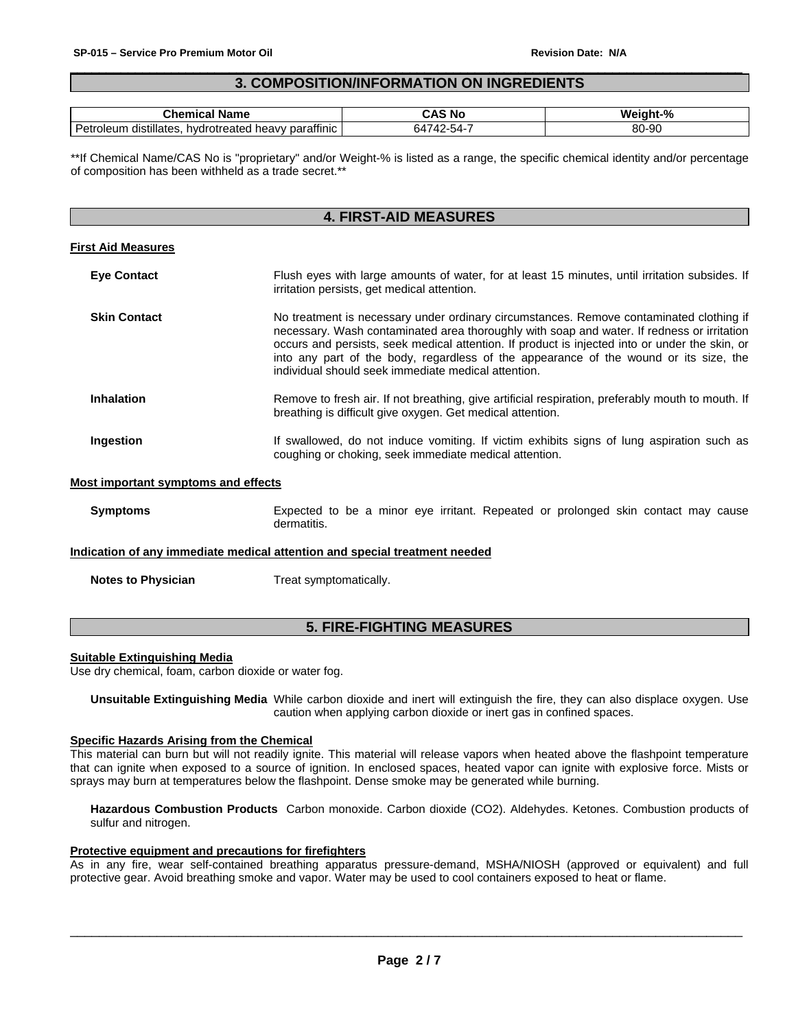## 3. COMPOSITION/INFORMATION ON INGREDIENTS

| Chemical Name | CAS No | Weight-% |
|---|---|---|
| Petroleum distillates, hydrotreated heavy paraffinic | 64742-54-7 | 80-90 |

**If Chemical Name/CAS No is "proprietary" and/or Weight-% is listed as a range, the specific chemical identity and/or percentage of composition has been withheld as a trade secret.**

## 4. FIRST-AID MEASURES

**First Aid Measures**

**Eye Contact**
Flush eyes with large amounts of water, for at least 15 minutes, until irritation subsides. If irritation persists, get medical attention.

**Skin Contact**
No treatment is necessary under ordinary circumstances. Remove contaminated clothing if necessary. Wash contaminated area thoroughly with soap and water. If redness or irritation occurs and persists, seek medical attention. If product is injected into or under the skin, or into any part of the body, regardless of the appearance of the wound or its size, the individual should seek immediate medical attention.

**Inhalation**
Remove to fresh air. If not breathing, give artificial respiration, preferably mouth to mouth. If breathing is difficult give oxygen. Get medical attention.

**Ingestion**
If swallowed, do not induce vomiting. If victim exhibits signs of lung aspiration such as coughing or choking, seek immediate medical attention.

**Most important symptoms and effects**

**Symptoms**
Expected to be a minor eye irritant. Repeated or prolonged skin contact may cause dermatitis.

**Indication of any immediate medical attention and special treatment needed**

**Notes to Physician**
Treat symptomatically.

## 5. FIRE-FIGHTING MEASURES

**Suitable Extinguishing Media**
Use dry chemical, foam, carbon dioxide or water fog.

**Unsuitable Extinguishing Media** While carbon dioxide and inert will extinguish the fire, they can also displace oxygen. Use caution when applying carbon dioxide or inert gas in confined spaces.

**Specific Hazards Arising from the Chemical**
This material can burn but will not readily ignite. This material will release vapors when heated above the flashpoint temperature that can ignite when exposed to a source of ignition. In enclosed spaces, heated vapor can ignite with explosive force. Mists or sprays may burn at temperatures below the flashpoint. Dense smoke may be generated while burning.

**Hazardous Combustion Products** Carbon monoxide. Carbon dioxide ($CO_2$). Aldehydes. Ketones. Combustion products of sulfur and nitrogen.

**Protective equipment and precautions for firefighters**
As in any fire, wear self-contained breathing apparatus pressure-demand, MSHA/NIOSH (approved or equivalent) and full protective gear. Avoid breathing smoke and vapor. Water may be used to cool containers exposed to heat or flame.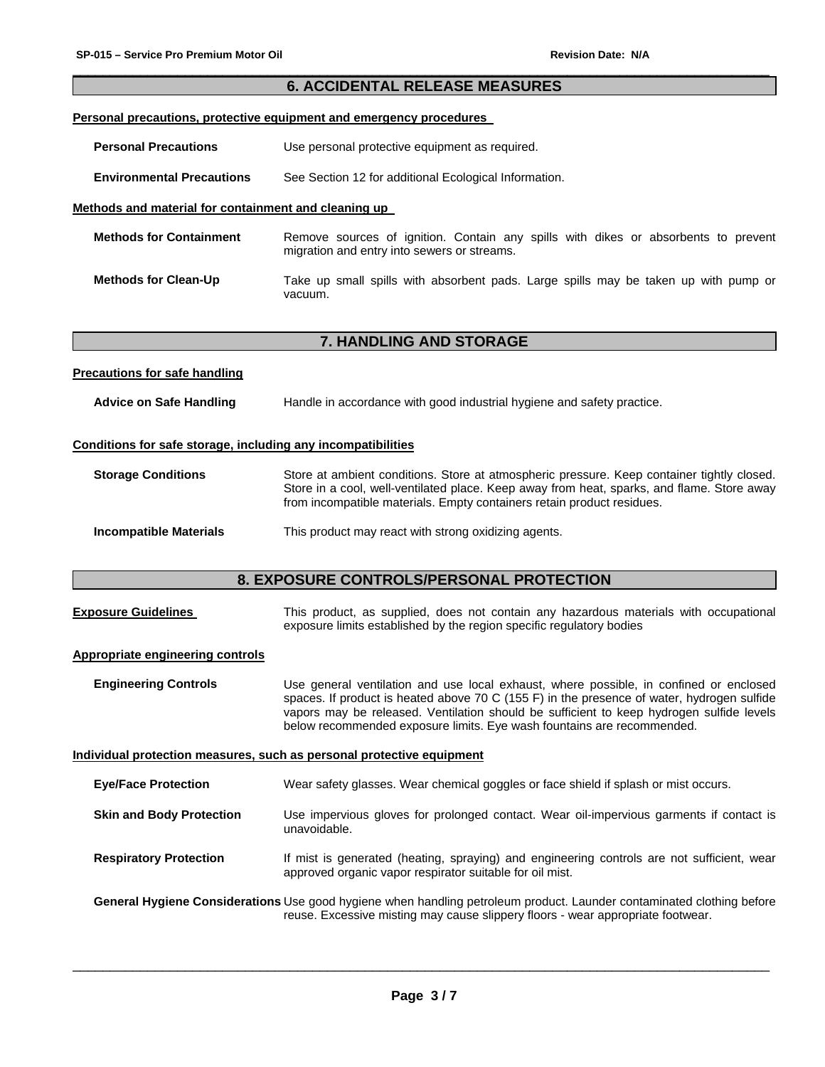## 6. ACCIDENTAL RELEASE MEASURES

**Personal precautions, protective equipment and emergency procedures**

**Personal Precautions** Use personal protective equipment as required.

**Environmental Precautions** See Section 12 for additional Ecological Information.

**Methods and material for containment and cleaning up**

**Methods for Containment** Remove sources of ignition. Contain any spills with dikes or absorbents to prevent migration and entry into sewers or streams.

**Methods for Clean-Up** Take up small spills with absorbent pads. Large spills may be taken up with pump or vacuum.

## 7. HANDLING AND STORAGE

**Precautions for safe handling**

**Advice on Safe Handling** Handle in accordance with good industrial hygiene and safety practice.

**Conditions for safe storage, including any incompatibilities**

**Storage Conditions** Store at ambient conditions. Store at atmospheric pressure. Keep container tightly closed. Store in a cool, well-ventilated place. Keep away from heat, sparks, and flame. Store away from incompatible materials. Empty containers retain product residues.

**Incompatible Materials** This product may react with strong oxidizing agents.

## 8. EXPOSURE CONTROLS/PERSONAL PROTECTION

**Exposure Guidelines** This product, as supplied, does not contain any hazardous materials with occupational exposure limits established by the region specific regulatory bodies

**Appropriate engineering controls**

**Engineering Controls** Use general ventilation and use local exhaust, where possible, in confined or enclosed spaces. If product is heated above 70 C (155 F) in the presence of water, hydrogen sulfide vapors may be released. Ventilation should be sufficient to keep hydrogen sulfide levels below recommended exposure limits. Eye wash fountains are recommended.

**Individual protection measures, such as personal protective equipment**

**Eye/Face Protection** Wear safety glasses. Wear chemical goggles or face shield if splash or mist occurs.

**Skin and Body Protection** Use impervious gloves for prolonged contact. Wear oil-impervious garments if contact is unavoidable.

**Respiratory Protection** If mist is generated (heating, spraying) and engineering controls are not sufficient, wear approved organic vapor respirator suitable for oil mist.

**General Hygiene Considerations** Use good hygiene when handling petroleum product. Launder contaminated clothing before reuse. Excessive misting may cause slippery floors - wear appropriate footwear.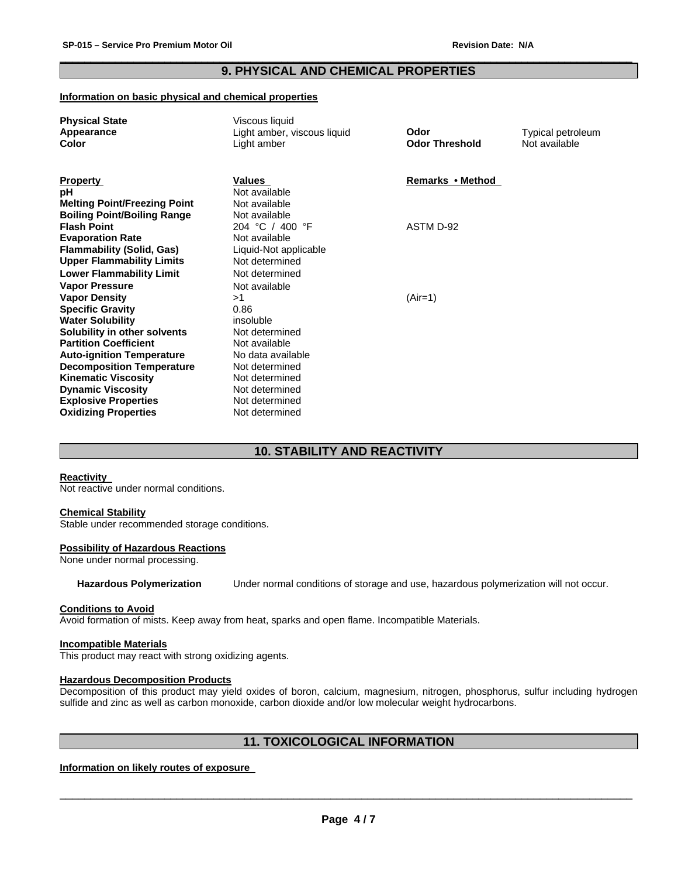## 9. PHYSICAL AND CHEMICAL PROPERTIES

**Information on basic physical and chemical properties**

| | | | |
|---|---|---|---|
| **Physical State** | Viscous liquid | | |
| **Appearance** | Light amber, viscous liquid | **Odor** | Typical petroleum |
| **Color** | Light amber | **Odor Threshold** | Not available |

| **Property** | **Values** | **Remarks • Method** |
|---|---|---|
| **pH** | Not available | |
| **Melting Point/Freezing Point** | Not available | |
| **Boiling Point/Boiling Range** | Not available | |
| **Flash Point** | 204 °C / 400 °F | ASTM D-92 |
| **Evaporation Rate** | Not available | |
| **Flammability (Solid, Gas)** | Liquid-Not applicable | |
| **Upper Flammability Limits** | Not determined | |
| **Lower Flammability Limit** | Not determined | |
| **Vapor Pressure** | Not available | |
| **Vapor Density** | >1 | (Air=1) |
| **Specific Gravity** | 0.86 | |
| **Water Solubility** | insoluble | |
| **Solubility in other solvents** | Not determined | |
| **Partition Coefficient** | Not available | |
| **Auto-ignition Temperature** | No data available | |
| **Decomposition Temperature** | Not determined | |
| **Kinematic Viscosity** | Not determined | |
| **Dynamic Viscosity** | Not determined | |
| **Explosive Properties** | Not determined | |
| **Oxidizing Properties** | Not determined | |

## 10. STABILITY AND REACTIVITY

**Reactivity**

Not reactive under normal conditions.

**Chemical Stability**

Stable under recommended storage conditions.

**Possibility of Hazardous Reactions**

None under normal processing.

**Hazardous Polymerization** Under normal conditions of storage and use, hazardous polymerization will not occur.

**Conditions to Avoid**

Avoid formation of mists. Keep away from heat, sparks and open flame. Incompatible Materials.

**Incompatible Materials**

This product may react with strong oxidizing agents.

**Hazardous Decomposition Products**

Decomposition of this product may yield oxides of boron, calcium, magnesium, nitrogen, phosphorus, sulfur including hydrogen sulfide and zinc as well as carbon monoxide, carbon dioxide and/or low molecular weight hydrocarbons.

## 11. TOXICOLOGICAL INFORMATION

**Information on likely routes of exposure**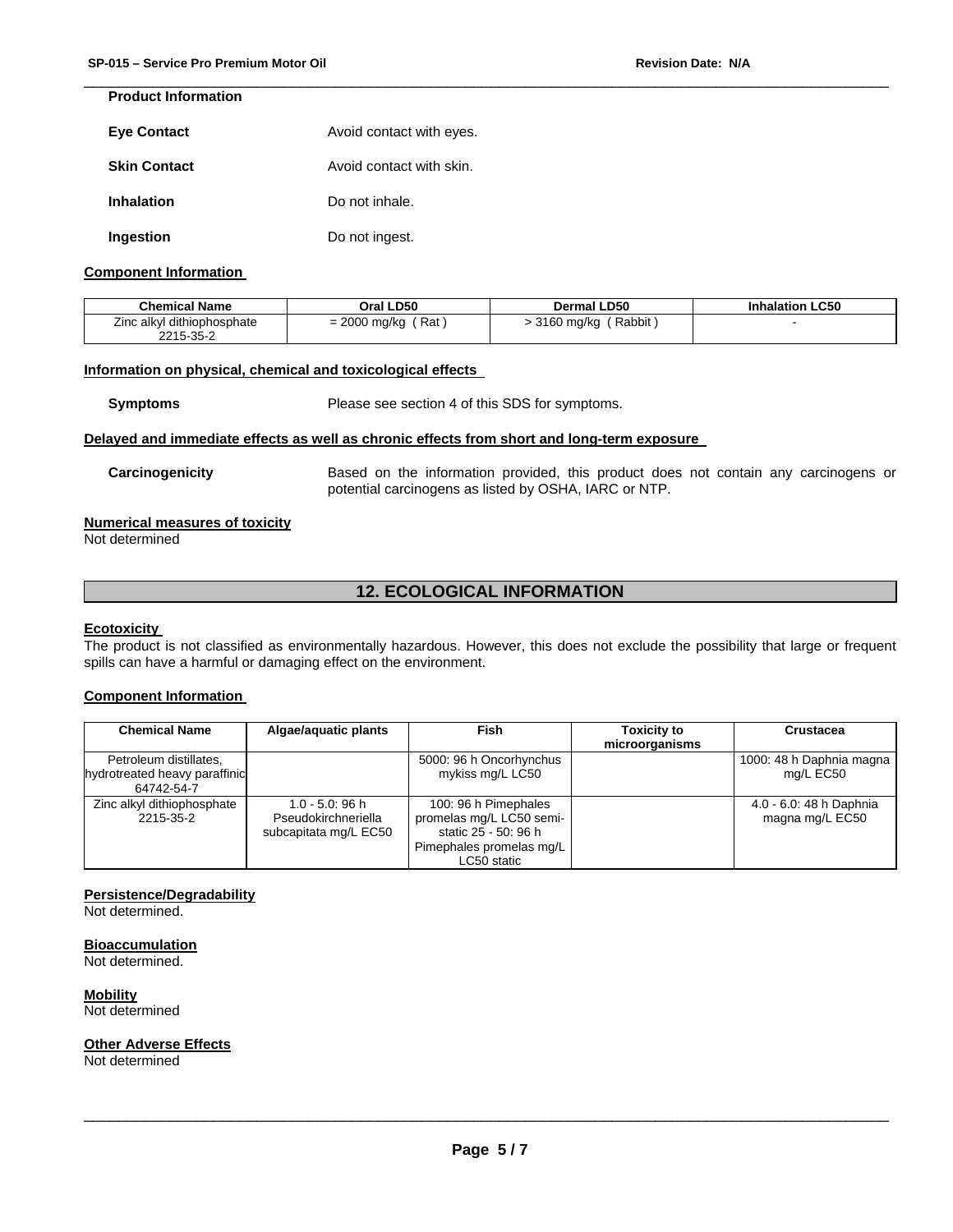**Product Information**

**Eye Contact** Avoid contact with eyes.

**Skin Contact** Avoid contact with skin.

**Inhalation** Do not inhale.

**Ingestion** Do not ingest.

**Component Information**

| Chemical Name | Oral LD50 | Dermal LD50 | Inhalation LC50 |
|---|---|---|---|
| Zinc alkyl dithiophosphate 2215-35-2 | = 2000 mg/kg ( Rat ) | > 3160 mg/kg ( Rabbit ) | - |

**Information on physical, chemical and toxicological effects**

**Symptoms** Please see section 4 of this SDS for symptoms.

**Delayed and immediate effects as well as chronic effects from short and long-term exposure**

**Carcinogenicity** Based on the information provided, this product does not contain any carcinogens or potential carcinogens as listed by OSHA, IARC or NTP.

**Numerical measures of toxicity**
Not determined

## 12. ECOLOGICAL INFORMATION

**Ecotoxicity**
The product is not classified as environmentally hazardous. However, this does not exclude the possibility that large or frequent spills can have a harmful or damaging effect on the environment.

**Component Information**

| Chemical Name | Algae/aquatic plants | Fish | Toxicity to microorganisms | Crustacea |
|---|---|---|---|---|
| Petroleum distillates, hydrotreated heavy paraffinic 64742-54-7 | | 5000: 96 h Oncorhynchus mykiss mg/L LC50 | | 1000: 48 h Daphnia magna mg/L EC50 |
| Zinc alkyl dithiophosphate 2215-35-2 | 1.0 - 5.0: 96 h Pseudokirchneriella subcapitata mg/L EC50 | 100: 96 h Pimephales promelas mg/L LC50 semi-static 25 - 50: 96 h Pimephales promelas mg/L LC50 static | | 4.0 - 6.0: 48 h Daphnia magna mg/L EC50 |

**Persistence/Degradability**
Not determined.

**Bioaccumulation**
Not determined.

**Mobility**
Not determined

**Other Adverse Effects**
Not determined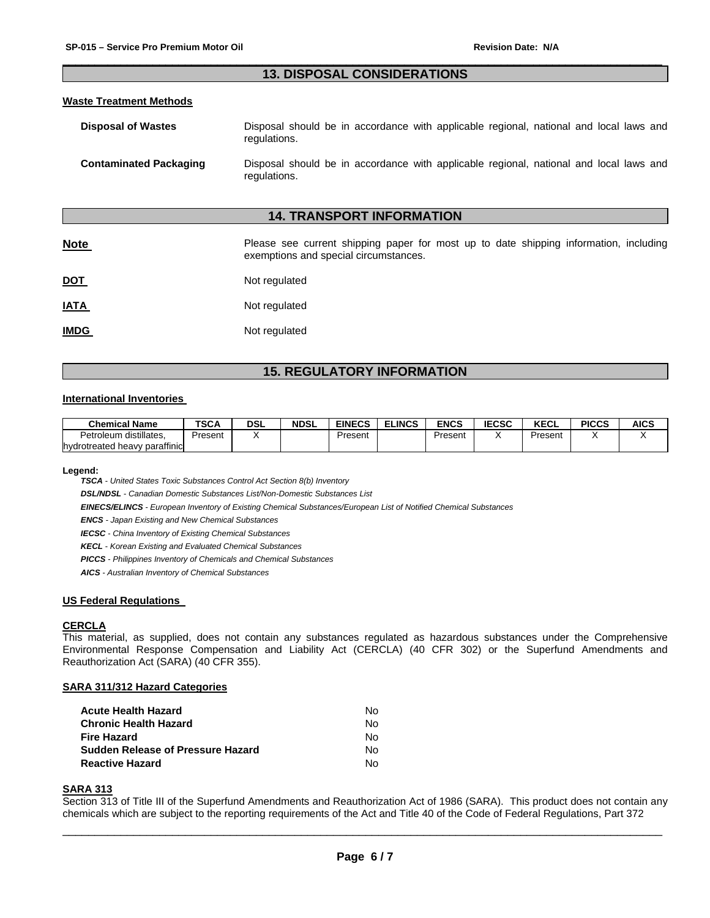## 13. DISPOSAL CONSIDERATIONS

### Waste Treatment Methods

**Disposal of Wastes** — Disposal should be in accordance with applicable regional, national and local laws and regulations.

**Contaminated Packaging** — Disposal should be in accordance with applicable regional, national and local laws and regulations.

## 14. TRANSPORT INFORMATION

**Note** — Please see current shipping paper for most up to date shipping information, including exemptions and special circumstances.

**DOT** — Not regulated

**IATA** — Not regulated

**IMDG** — Not regulated

## 15. REGULATORY INFORMATION

### International Inventories

| Chemical Name | TSCA | DSL | NDSL | EINECS | ELINCS | ENCS | IECSC | KECL | PICCS | AICS |
|---|---|---|---|---|---|---|---|---|---|---|
| Petroleum distillates, hydrotreated heavy paraffinic | Present | X | | Present | | Present | X | Present | X | X |

**Legend:**

***TSCA*** *- United States Toxic Substances Control Act Section 8(b) Inventory*

***DSL/NDSL*** *- Canadian Domestic Substances List/Non-Domestic Substances List*

***EINECS/ELINCS*** *- European Inventory of Existing Chemical Substances/European List of Notified Chemical Substances*

***ENCS*** *- Japan Existing and New Chemical Substances*

***IECSC*** *- China Inventory of Existing Chemical Substances*

***KECL*** *- Korean Existing and Evaluated Chemical Substances*

***PICCS*** *- Philippines Inventory of Chemicals and Chemical Substances*

***AICS*** *- Australian Inventory of Chemical Substances*

### US Federal Regulations

#### CERCLA

This material, as supplied, does not contain any substances regulated as hazardous substances under the Comprehensive Environmental Response Compensation and Liability Act (CERCLA) (40 CFR 302) or the Superfund Amendments and Reauthorization Act (SARA) (40 CFR 355).

#### SARA 311/312 Hazard Categories

| | |
|---|---|
| **Acute Health Hazard** | No |
| **Chronic Health Hazard** | No |
| **Fire Hazard** | No |
| **Sudden Release of Pressure Hazard** | No |
| **Reactive Hazard** | No |

#### SARA 313

Section 313 of Title III of the Superfund Amendments and Reauthorization Act of 1986 (SARA). This product does not contain any chemicals which are subject to the reporting requirements of the Act and Title 40 of the Code of Federal Regulations, Part 372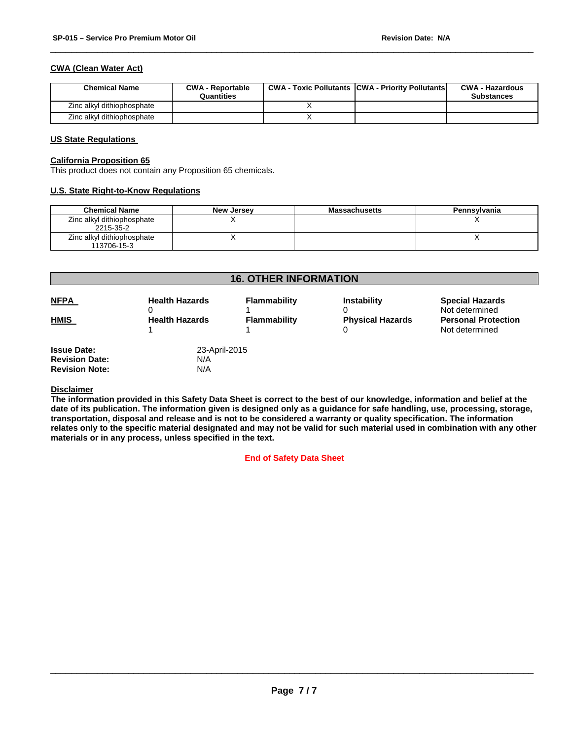#### CWA (Clean Water Act)

| Chemical Name | CWA - Reportable Quantities | CWA - Toxic Pollutants | CWA - Priority Pollutants | CWA - Hazardous Substances |
|---|---|---|---|---|
| Zinc alkyl dithiophosphate | | X | | |
| Zinc alkyl dithiophosphate | | X | | |

#### US State Regulations

#### California Proposition 65

This product does not contain any Proposition 65 chemicals.

#### U.S. State Right-to-Know Regulations

| Chemical Name | New Jersey | Massachusetts | Pennsylvania |
|---|---|---|---|
| Zinc alkyl dithiophosphate 2215-35-2 | X | | X |
| Zinc alkyl dithiophosphate 113706-15-3 | X | | X |

## 16. OTHER INFORMATION

| | | | | |
|---|---|---|---|---|
| **NFPA** | **Health Hazards** 0 | **Flammability** 1 | **Instability** 0 | **Special Hazards** Not determined |
| **HMIS** | **Health Hazards** 1 | **Flammability** 1 | **Physical Hazards** 0 | **Personal Protection** Not determined |

**Issue Date:** 23-April-2015
**Revision Date:** N/A
**Revision Note:** N/A

#### Disclaimer

**The information provided in this Safety Data Sheet is correct to the best of our knowledge, information and belief at the date of its publication. The information given is designed only as a guidance for safe handling, use, processing, storage, transportation, disposal and release and is not to be considered a warranty or quality specification. The information relates only to the specific material designated and may not be valid for such material used in combination with any other materials or in any process, unless specified in the text.**

**End of Safety Data Sheet**